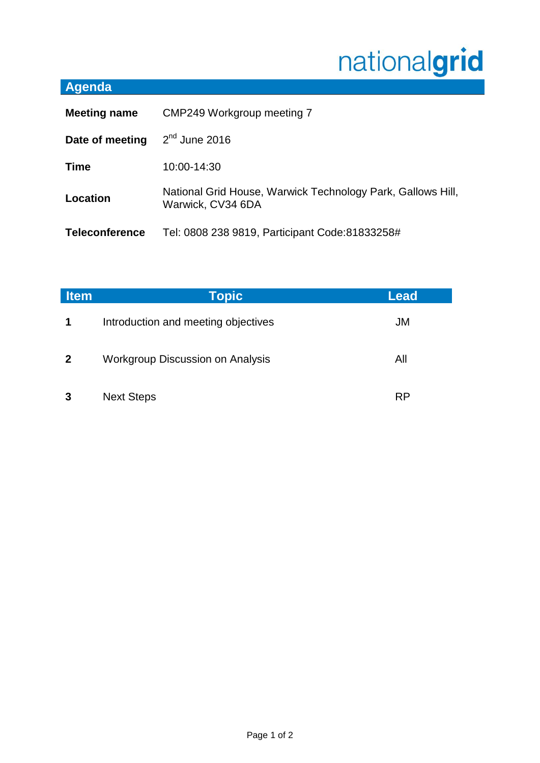nationalgrid

# Agenda

| | |
|---|---|
| **Meeting name** | CMP249 Workgroup meeting 7 |
| **Date of meeting** | 2nd June 2016 |
| **Time** | 10:00-14:30 |
| **Location** | National Grid House, Warwick Technology Park, Gallows Hill, Warwick, CV34 6DA |
| **Teleconference** | Tel: 0808 238 9819, Participant Code:81833258# |

| Item | Topic | Lead |
|---|---|---|
| **1** | Introduction and meeting objectives | JM |
| **2** | Workgroup Discussion on Analysis | All |
| **3** | Next Steps | RP |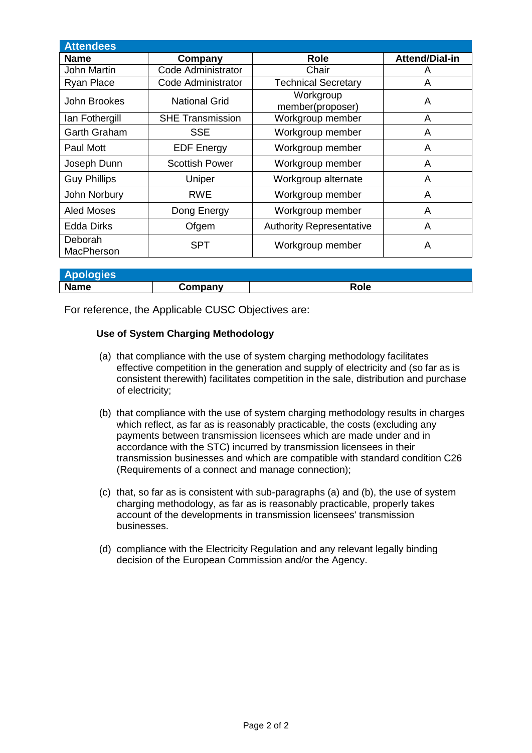## Attendees

| Name | Company | Role | Attend/Dial-in |
|---|---|---|---|
| John Martin | Code Administrator | Chair | A |
| Ryan Place | Code Administrator | Technical Secretary | A |
| John Brookes | National Grid | Workgroup member(proposer) | A |
| Ian Fothergill | SHE Transmission | Workgroup member | A |
| Garth Graham | SSE | Workgroup member | A |
| Paul Mott | EDF Energy | Workgroup member | A |
| Joseph Dunn | Scottish Power | Workgroup member | A |
| Guy Phillips | Uniper | Workgroup alternate | A |
| John Norbury | RWE | Workgroup member | A |
| Aled Moses | Dong Energy | Workgroup member | A |
| Edda Dirks | Ofgem | Authority Representative | A |
| Deborah MacPherson | SPT | Workgroup member | A |

## Apologies

| Name | Company | Role |
|---|---|---|

For reference, the Applicable CUSC Objectives are:

**Use of System Charging Methodology**

(a) that compliance with the use of system charging methodology facilitates effective competition in the generation and supply of electricity and (so far as is consistent therewith) facilitates competition in the sale, distribution and purchase of electricity;

(b) that compliance with the use of system charging methodology results in charges which reflect, as far as is reasonably practicable, the costs (excluding any payments between transmission licensees which are made under and in accordance with the STC) incurred by transmission licensees in their transmission businesses and which are compatible with standard condition C26 (Requirements of a connect and manage connection);

(c) that, so far as is consistent with sub-paragraphs (a) and (b), the use of system charging methodology, as far as is reasonably practicable, properly takes account of the developments in transmission licensees' transmission businesses.

(d) compliance with the Electricity Regulation and any relevant legally binding decision of the European Commission and/or the Agency.